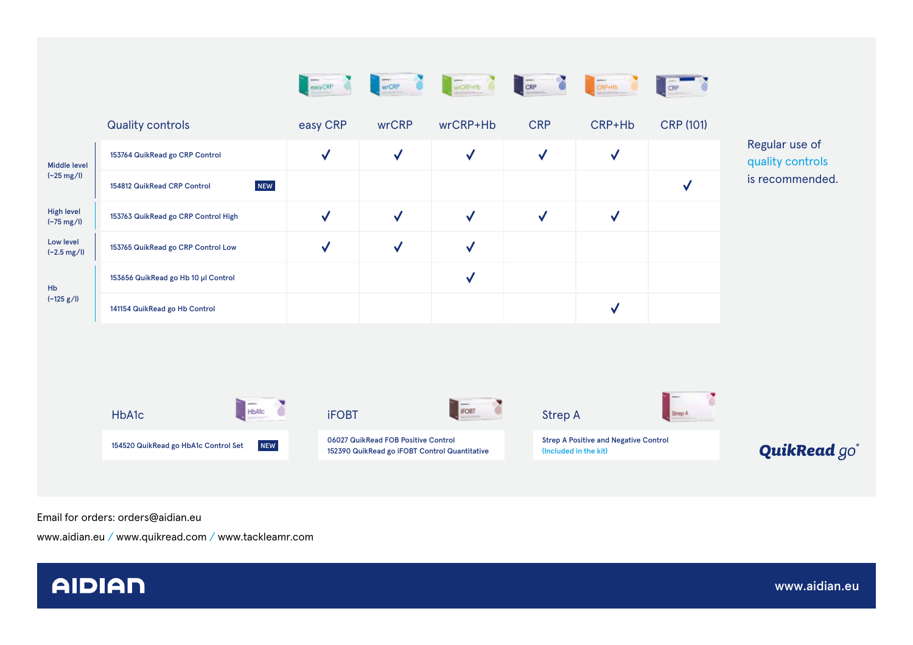| Level | Quality controls | easy CRP | wrCRP | wrCRP+Hb | CRP | CRP+Hb | CRP (101) |
|---|---|---|---|---|---|---|---|
| Middle level (~25 mg/l) | 153764 QuikRead go CRP Control | ✓ | ✓ | ✓ | ✓ | ✓ | |
| | 154812 QuikRead CRP Control NEW | | | | | | ✓ |
| High level (~75 mg/l) | 153763 QuikRead go CRP Control High | ✓ | ✓ | ✓ | ✓ | ✓ | |
| Low level (~2.5 mg/l) | 153765 QuikRead go CRP Control Low | ✓ | ✓ | ✓ | | | |
| Hb (~125 g/l) | 153656 QuikRead go Hb 10 µl Control | | | ✓ | | | |
| | 141154 QuikRead go Hb Control | | | | | ✓ | |

Regular use of quality controls is recommended.

## HbA1c

154520 QuikRead go HbA1c Control Set NEW

## iFOBT

06027 QuikRead FOB Positive Control
152390 QuikRead go iFOBT Control Quantitative

## Strep A

Strep A Positive and Negative Control
(Included in the kit)

QuikRead go®

Email for orders: orders@aidian.eu

www.aidian.eu / www.quikread.com / www.tackleamr.com

AIDIAN

www.aidian.eu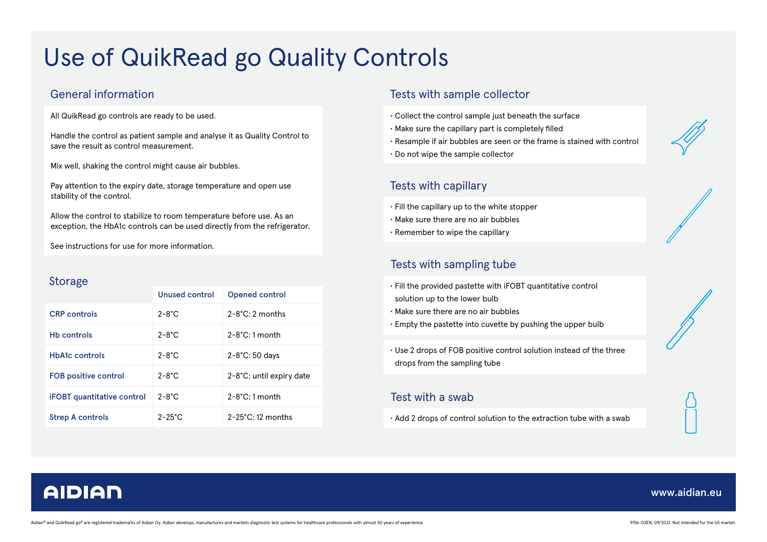# Use of QuikRead go Quality Controls

## General information

All QuikRead go controls are ready to be used.

Handle the control as patient sample and analyse it as Quality Control to save the result as control measurement.

Mix well, shaking the control might cause air bubbles.

Pay attention to the expiry date, storage temperature and open use stability of the control.

Allow the control to stabilize to room temperature before use. As an exception, the HbA1c controls can be used directly from the refrigerator.

See instructions for use for more information.

## Storage

| | Unused control | Opened control |
|---|---|---|
| CRP controls | 2-8°C | 2-8°C: 2 months |
| Hb controls | 2-8°C | 2-8°C: 1 month |
| HbA1c controls | 2-8°C | 2-8°C: 50 days |
| FOB positive control | 2-8°C | 2-8°C: until expiry date |
| iFOBT quantitative control | 2-8°C | 2-8°C: 1 month |
| Strep A controls | 2-25°C | 2-25°C: 12 months |

## Tests with sample collector

- Collect the control sample just beneath the surface
- Make sure the capillary part is completely filled
- Resample if air bubbles are seen or the frame is stained with control
- Do not wipe the sample collector

## Tests with capillary

- Fill the capillary up to the white stopper
- Make sure there are no air bubbles
- Remember to wipe the capillary

## Tests with sampling tube

- Fill the provided pastette with iFOBT quantitative control solution up to the lower bulb
- Make sure there are no air bubbles
- Empty the pastette into cuvette by pushing the upper bulb

- Use 2 drops of FOB positive control solution instead of the three drops from the sampling tube

## Test with a swab

- Add 2 drops of control solution to the extraction tube with a swab

AIDIAN

www.aidian.eu

Aidian® and QuikRead go® are registered trademarks of Aidian Oy. Aidian develops, manufactures and markets diagnostic test systems for healthcare professionals with almost 50 years of experience.

9156-03EN, 09/2021. Not intended for the US market.